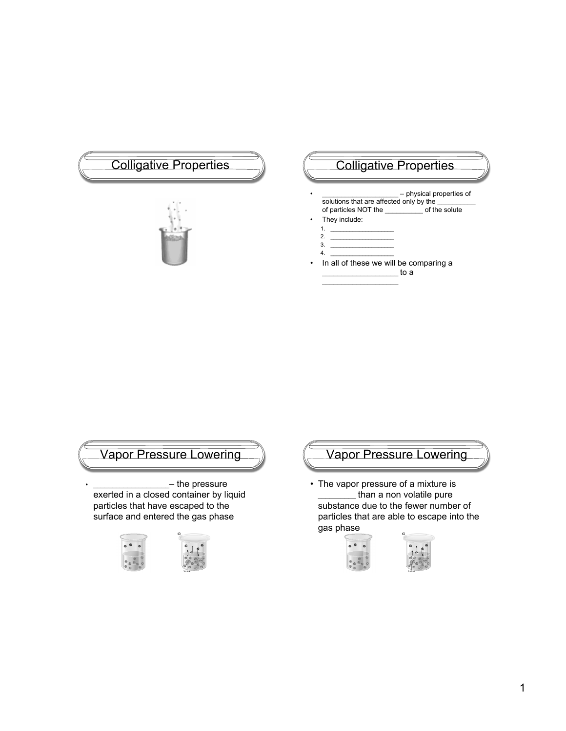## Colligative Properties

## Colligative Properties

- ___________________ – physical properties of solutions that are affected only by the __________ of particles NOT the __________ of the solute
- They include:
  1. _________________
  2. _________________
  3. _________________
  4. _________________
- In all of these we will be comparing a _________________ to a _________________

## Vapor Pressure Lowering

- ________________– the pressure exerted in a closed container by liquid particles that have escaped to the surface and entered the gas phase

## Vapor Pressure Lowering

- The vapor pressure of a mixture is ________ than a non volatile pure substance due to the fewer number of particles that are able to escape into the gas phase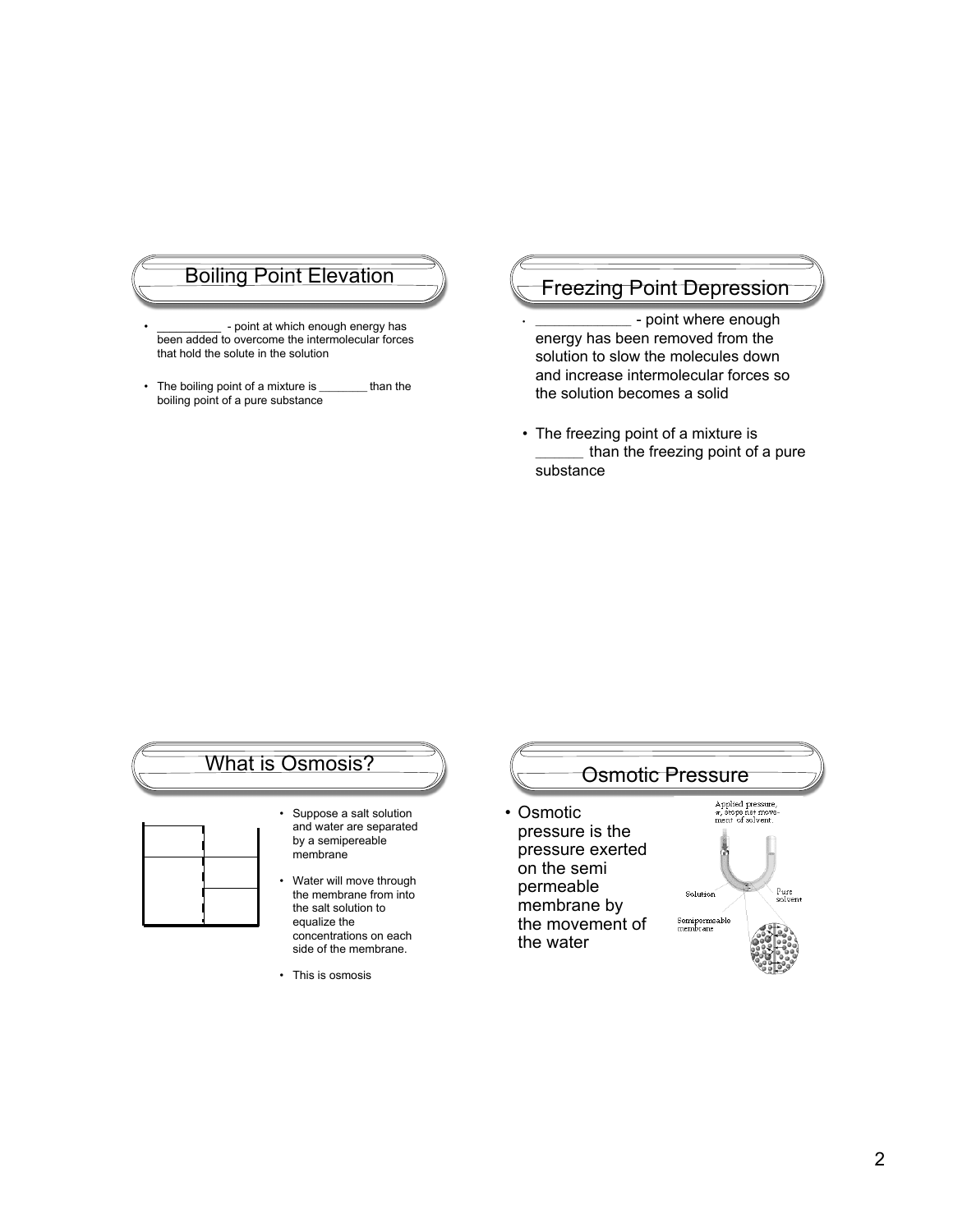## Boiling Point Elevation

- __________ - point at which enough energy has been added to overcome the intermolecular forces that hold the solute in the solution
- The boiling point of a mixture is ________ than the boiling point of a pure substance

## Freezing Point Depression

- ____________ - point where enough energy has been removed from the solution to slow the molecules down and increase intermolecular forces so the solution becomes a solid
- The freezing point of a mixture is ______ than the freezing point of a pure substance

## What is Osmosis?

- Suppose a salt solution and water are separated by a semipereable membrane
- Water will move through the membrane from into the salt solution to equalize the concentrations on each side of the membrane.
- This is osmosis

## Osmotic Pressure

- Osmotic pressure is the pressure exerted on the semi permeable membrane by the movement of the water

Applied pressure, $\pi$, stops net movement of solvent.

Solution

Pure solvent

Semipermeable membrane